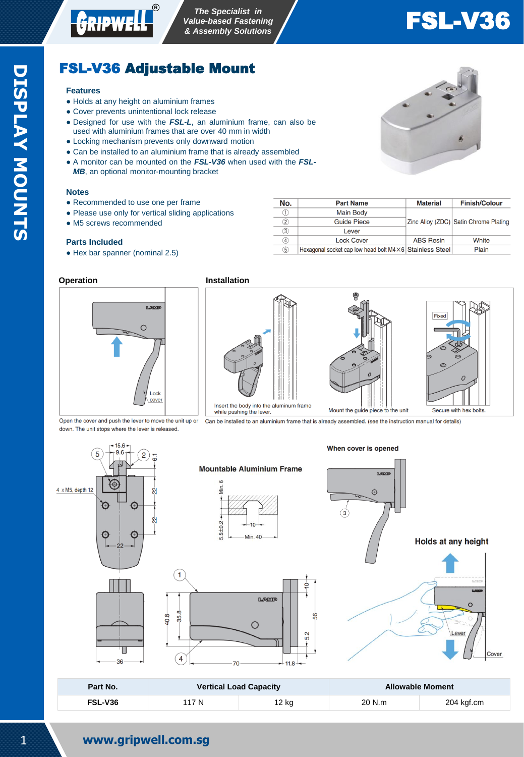# FSL-V36 Adjustable Mount

### Features

- Holds at any height on aluminium frames
- Cover prevents unintentional lock release
- Designed for use with the ***FSL-L***, an aluminium frame, can also be used with aluminium frames that are over 40 mm in width
- Locking mechanism prevents only downward motion
- Can be installed to an aluminium frame that is already assembled
- A monitor can be mounted on the ***FSL-V36*** when used with the ***FSL-MB***, an optional monitor-mounting bracket

### Notes

- Recommended to use one per frame
- Please use only for vertical sliding applications
- M5 screws recommended

### Parts Included

- Hex bar spanner (nominal 2.5)

| No. | Part Name | Material | Finish/Colour |
|---|---|---|---|
| ① | Main Body | Zinc Alloy (ZDC) | Satin Chrome Plating |
| ② | Guide Piece | | |
| ③ | Lever | | |
| ④ | Lock Cover | ABS Resin | White |
| ⑤ | Hexagonal socket cap low head bolt M4×6 | Stainless Steel | Plain |

### Operation

Open the cover and push the lever to move the unit up or down. The unit stops where the lever is released.

### Installation

Insert the body into the aluminum frame while pushing the lever.

Mount the guide piece to the unit

Secure with hex bolts.

Can be installed to an aluminium frame that is already assembled. (see the instruction manual for details)

**Mountable Aluminium Frame**

**When cover is opened**

**Holds at any height**

| Part No. | Vertical Load Capacity | | Allowable Moment | |
|---|---|---|---|---|
| FSL-V36 | 117 N | 12 kg | 20 N.m | 204 kgf.cm |

www.gripwell.com.sg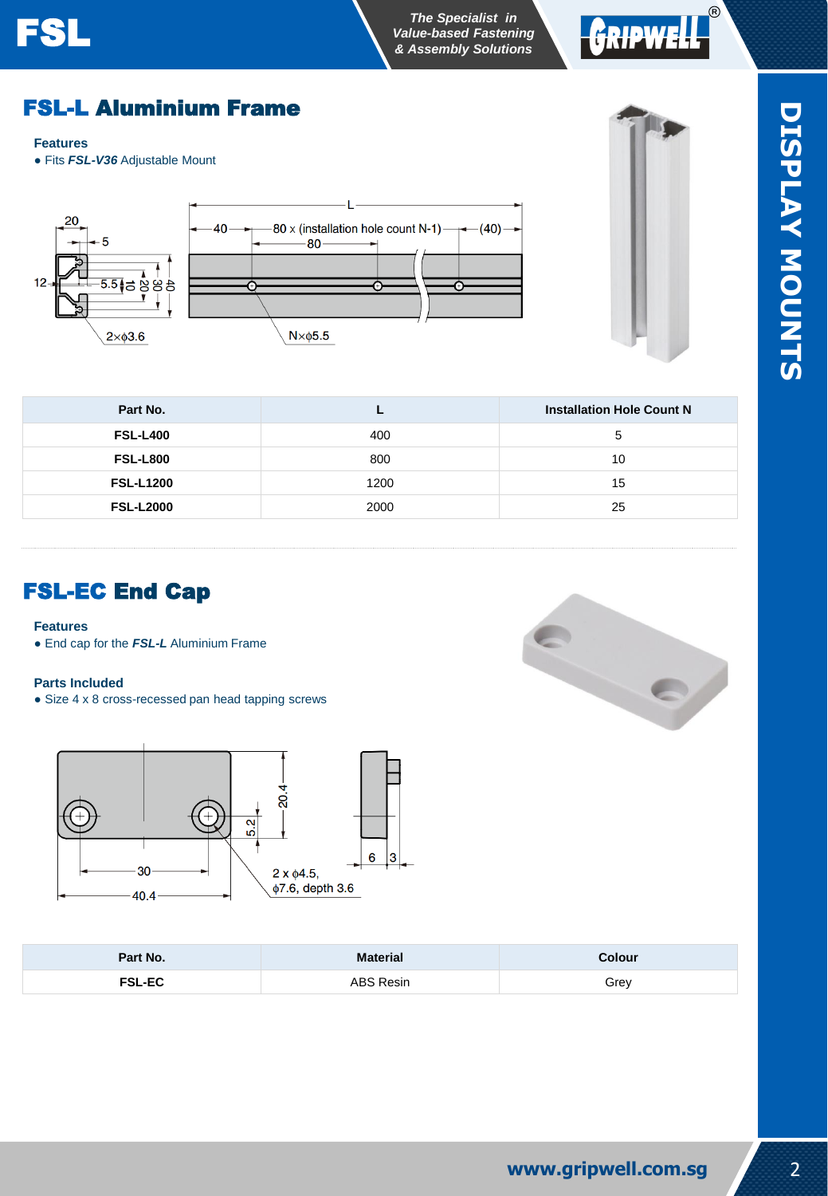## FSL-L Aluminium Frame

**Features**

- Fits ***FSL-V36*** Adjustable Mount

| Part No. | L | Installation Hole Count N |
|---|---|---|
| FSL-L400 | 400 | 5 |
| FSL-L800 | 800 | 10 |
| FSL-L1200 | 1200 | 15 |
| FSL-L2000 | 2000 | 25 |

## FSL-EC End Cap

**Features**

- End cap for the ***FSL-L*** Aluminium Frame

**Parts Included**

- Size 4 x 8 cross-recessed pan head tapping screws

| Part No. | Material | Colour |
|---|---|---|
| FSL-EC | ABS Resin | Grey |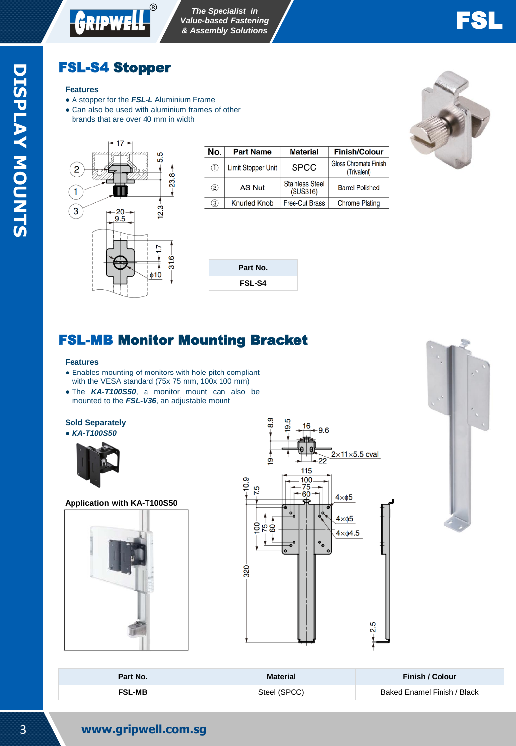# FSL-S4 Stopper

### Features

- A stopper for the ***FSL-L*** Aluminium Frame
- Can also be used with aluminium frames of other brands that are over 40 mm in width

| No. | Part Name | Material | Finish/Colour |
|---|---|---|---|
| ① | Limit Stopper Unit | SPCC | Gloss Chromate Finish (Trivalent) |
| ② | AS Nut | Stainless Steel (SUS316) | Barrel Polished |
| ③ | Knurled Knob | Free-Cut Brass | Chrome Plating |

| Part No. |
|---|
| FSL-S4 |

# FSL-MB Monitor Mounting Bracket

### Features

- Enables mounting of monitors with hole pitch compliant with the VESA standard (75x 75 mm, 100x 100 mm)
- The ***KA-T100S50***, a monitor mount can also be mounted to the ***FSL-V36***, an adjustable mount

### Sold Separately

- ***KA-T100S50***

**Application with KA-T100S50**

| Part No. | Material | Finish / Colour |
|---|---|---|
| FSL-MB | Steel (SPCC) | Baked Enamel Finish / Black |